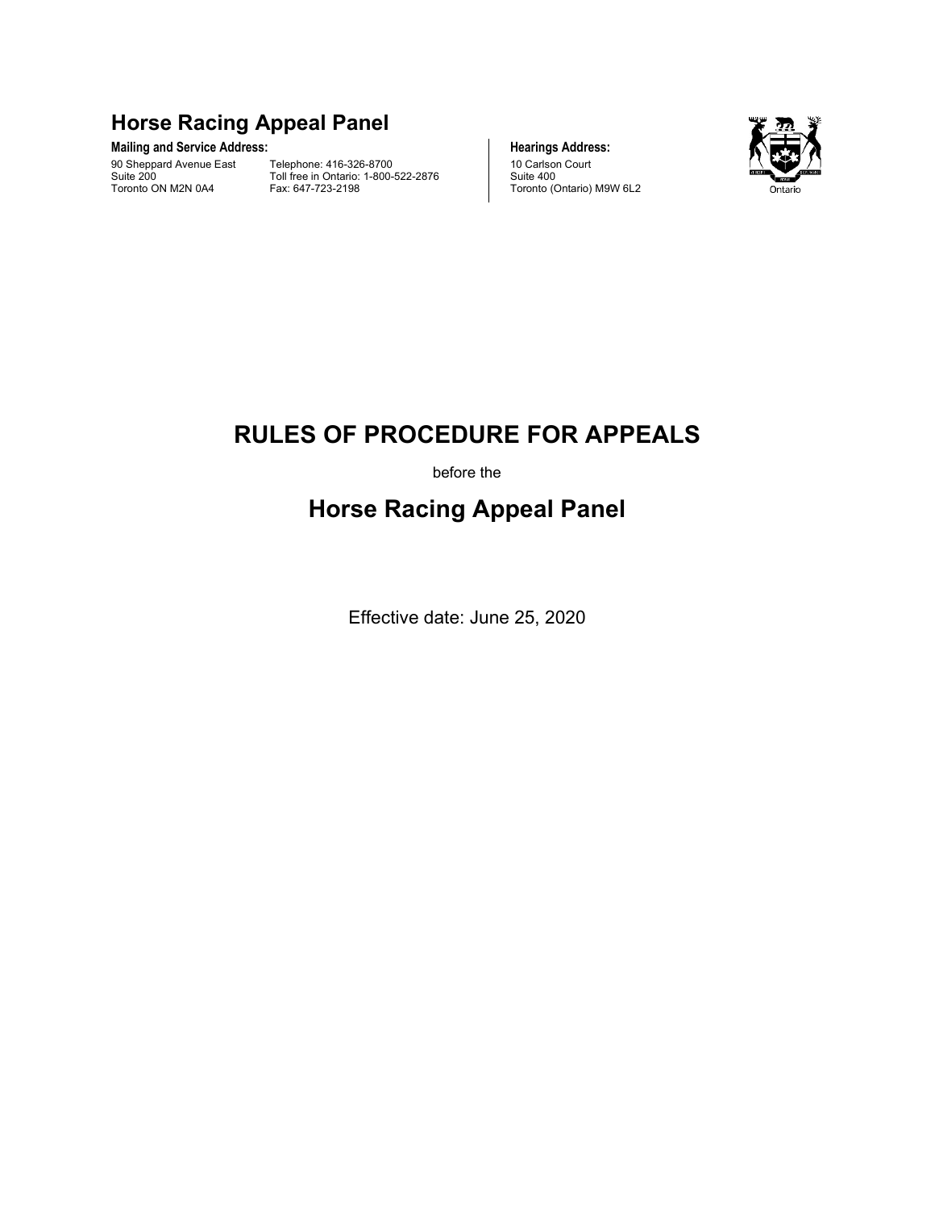# Horse Racing Appeal Panel

**Mailing and Service Address:**

90 Sheppard Avenue East
Suite 200
Toronto ON M2N 0A4

Telephone: 416-326-8700
Toll free in Ontario: 1-800-522-2876
Fax: 647-723-2198

**Hearings Address:**

10 Carlson Court
Suite 400
Toronto (Ontario) M9W 6L2

Ontario

# RULES OF PROCEDURE FOR APPEALS

before the

# Horse Racing Appeal Panel

Effective date: June 25, 2020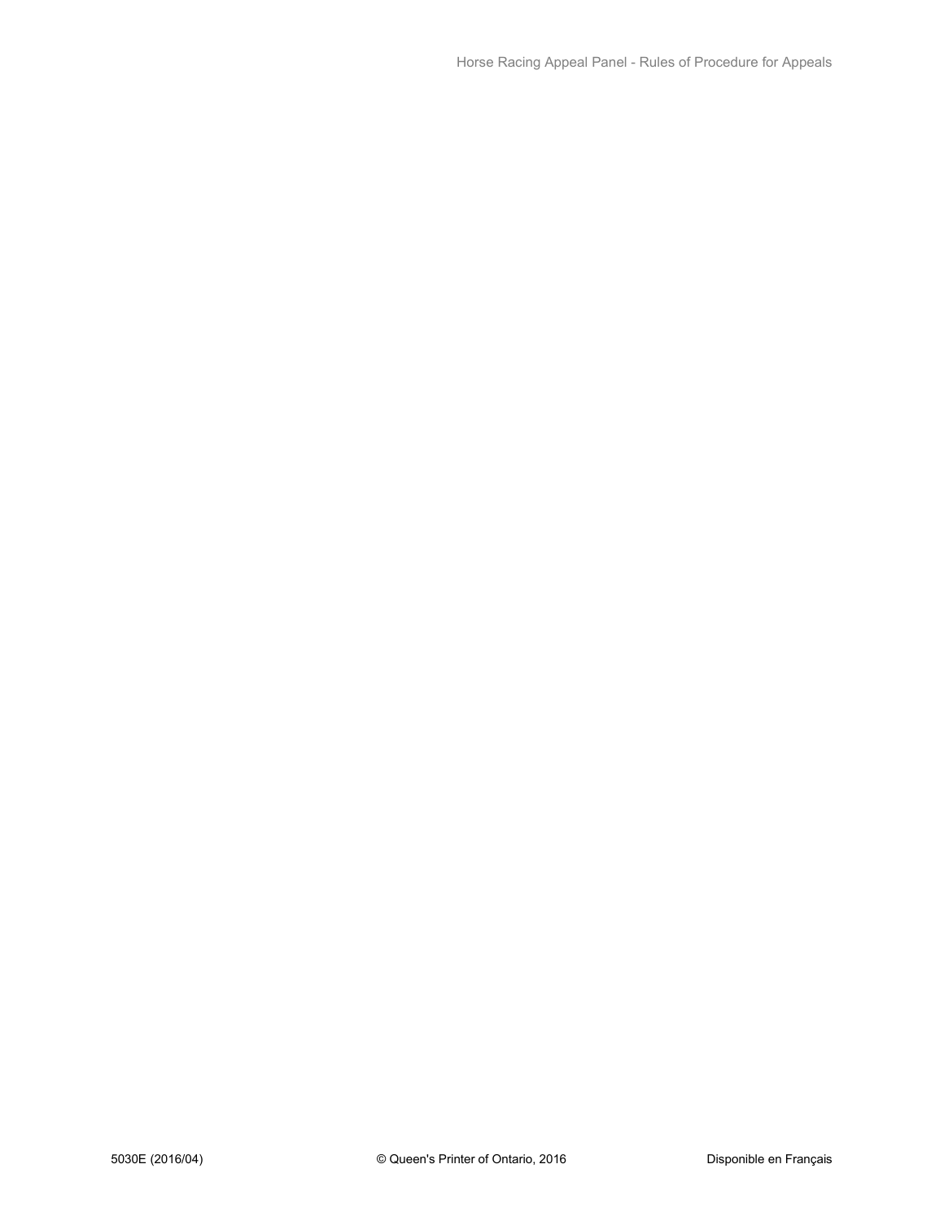5030E (2016/04) © Queen's Printer of Ontario, 2016 Disponible en Français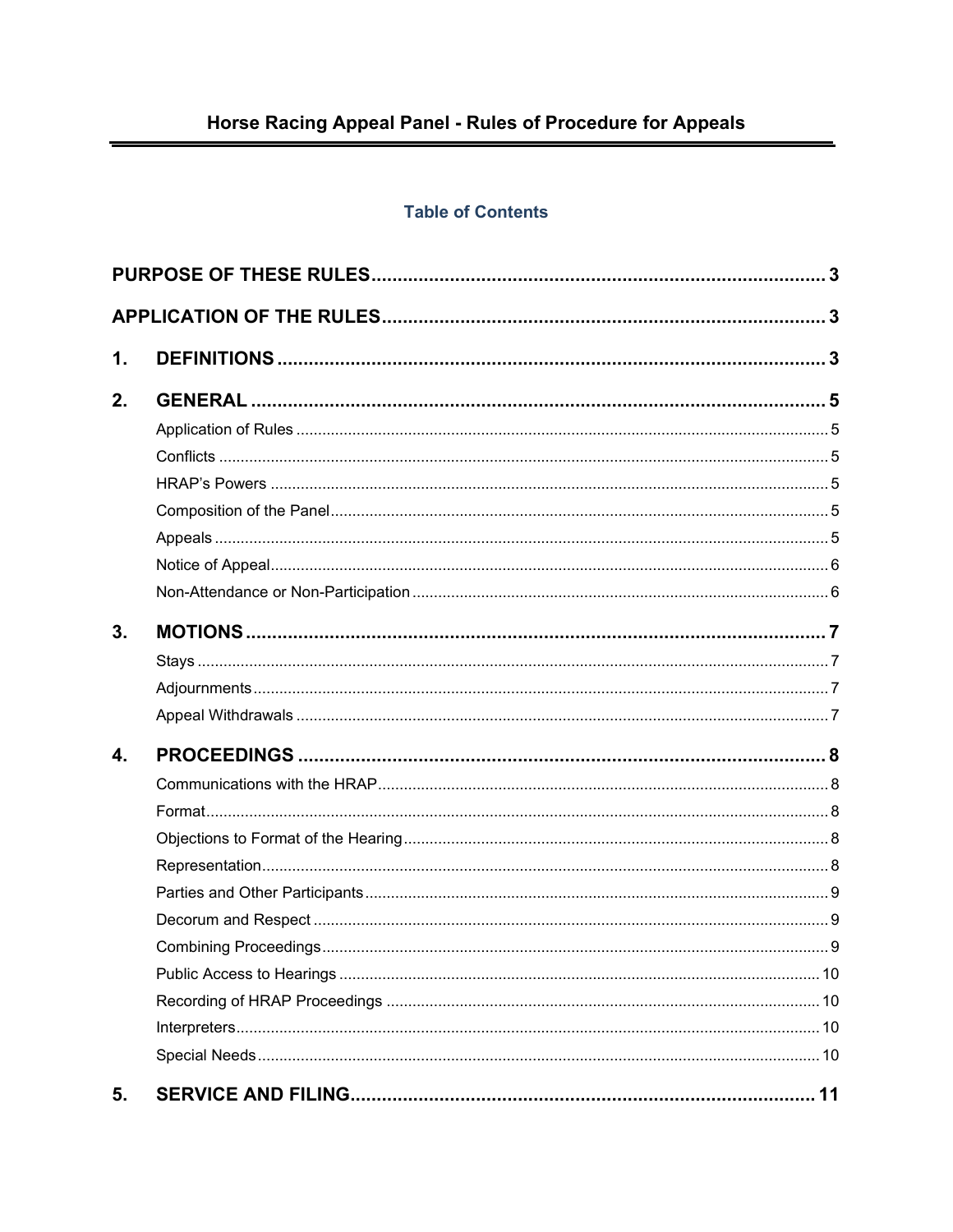# Horse Racing Appeal Panel - Rules of Procedure for Appeals

## Table of Contents

PURPOSE OF THESE RULES ..... 3

APPLICATION OF THE RULES ..... 3

1. DEFINITIONS ..... 3

2. GENERAL ..... 5
   - Application of Rules ..... 5
   - Conflicts ..... 5
   - HRAP's Powers ..... 5
   - Composition of the Panel ..... 5
   - Appeals ..... 5
   - Notice of Appeal ..... 6
   - Non-Attendance or Non-Participation ..... 6

3. MOTIONS ..... 7
   - Stays ..... 7
   - Adjournments ..... 7
   - Appeal Withdrawals ..... 7

4. PROCEEDINGS ..... 8
   - Communications with the HRAP ..... 8
   - Format ..... 8
   - Objections to Format of the Hearing ..... 8
   - Representation ..... 8
   - Parties and Other Participants ..... 9
   - Decorum and Respect ..... 9
   - Combining Proceedings ..... 9
   - Public Access to Hearings ..... 10
   - Recording of HRAP Proceedings ..... 10
   - Interpreters ..... 10
   - Special Needs ..... 10

5. SERVICE AND FILING ..... 11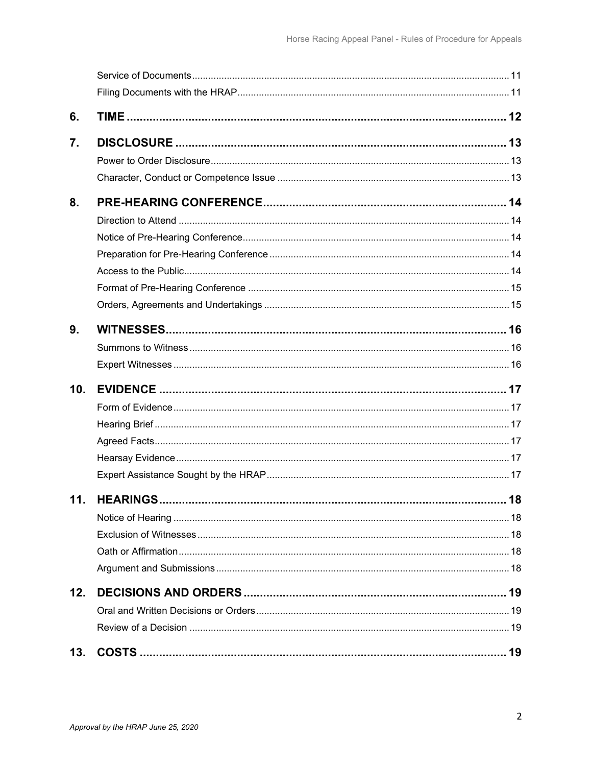Service of Documents ..................... 11

Filing Documents with the HRAP ..................... 11

**6. TIME ..................... 12**

**7. DISCLOSURE ..................... 13**

Power to Order Disclosure ..................... 13

Character, Conduct or Competence Issue ..................... 13

**8. PRE-HEARING CONFERENCE ..................... 14**

Direction to Attend ..................... 14

Notice of Pre-Hearing Conference ..................... 14

Preparation for Pre-Hearing Conference ..................... 14

Access to the Public ..................... 14

Format of Pre-Hearing Conference ..................... 15

Orders, Agreements and Undertakings ..................... 15

**9. WITNESSES ..................... 16**

Summons to Witness ..................... 16

Expert Witnesses ..................... 16

**10. EVIDENCE ..................... 17**

Form of Evidence ..................... 17

Hearing Brief ..................... 17

Agreed Facts ..................... 17

Hearsay Evidence ..................... 17

Expert Assistance Sought by the HRAP ..................... 17

**11. HEARINGS ..................... 18**

Notice of Hearing ..................... 18

Exclusion of Witnesses ..................... 18

Oath or Affirmation ..................... 18

Argument and Submissions ..................... 18

**12. DECISIONS AND ORDERS ..................... 19**

Oral and Written Decisions or Orders ..................... 19

Review of a Decision ..................... 19

**13. COSTS ..................... 19**

*Approval by the HRAP June 25, 2020*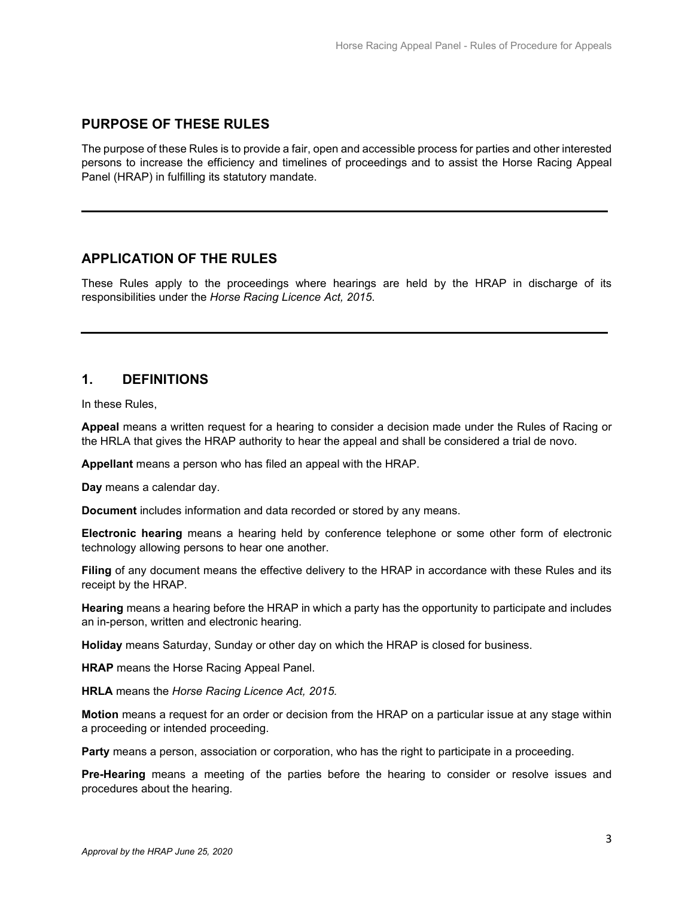## PURPOSE OF THESE RULES

The purpose of these Rules is to provide a fair, open and accessible process for parties and other interested persons to increase the efficiency and timelines of proceedings and to assist the Horse Racing Appeal Panel (HRAP) in fulfilling its statutory mandate.

---

## APPLICATION OF THE RULES

These Rules apply to the proceedings where hearings are held by the HRAP in discharge of its responsibilities under the *Horse Racing Licence Act, 2015*.

---

## 1. DEFINITIONS

In these Rules,

**Appeal** means a written request for a hearing to consider a decision made under the Rules of Racing or the HRLA that gives the HRAP authority to hear the appeal and shall be considered a trial de novo.

**Appellant** means a person who has filed an appeal with the HRAP.

**Day** means a calendar day.

**Document** includes information and data recorded or stored by any means.

**Electronic hearing** means a hearing held by conference telephone or some other form of electronic technology allowing persons to hear one another.

**Filing** of any document means the effective delivery to the HRAP in accordance with these Rules and its receipt by the HRAP.

**Hearing** means a hearing before the HRAP in which a party has the opportunity to participate and includes an in-person, written and electronic hearing.

**Holiday** means Saturday, Sunday or other day on which the HRAP is closed for business.

**HRAP** means the Horse Racing Appeal Panel.

**HRLA** means the *Horse Racing Licence Act, 2015.*

**Motion** means a request for an order or decision from the HRAP on a particular issue at any stage within a proceeding or intended proceeding.

**Party** means a person, association or corporation, who has the right to participate in a proceeding.

**Pre-Hearing** means a meeting of the parties before the hearing to consider or resolve issues and procedures about the hearing.

*Approval by the HRAP June 25, 2020*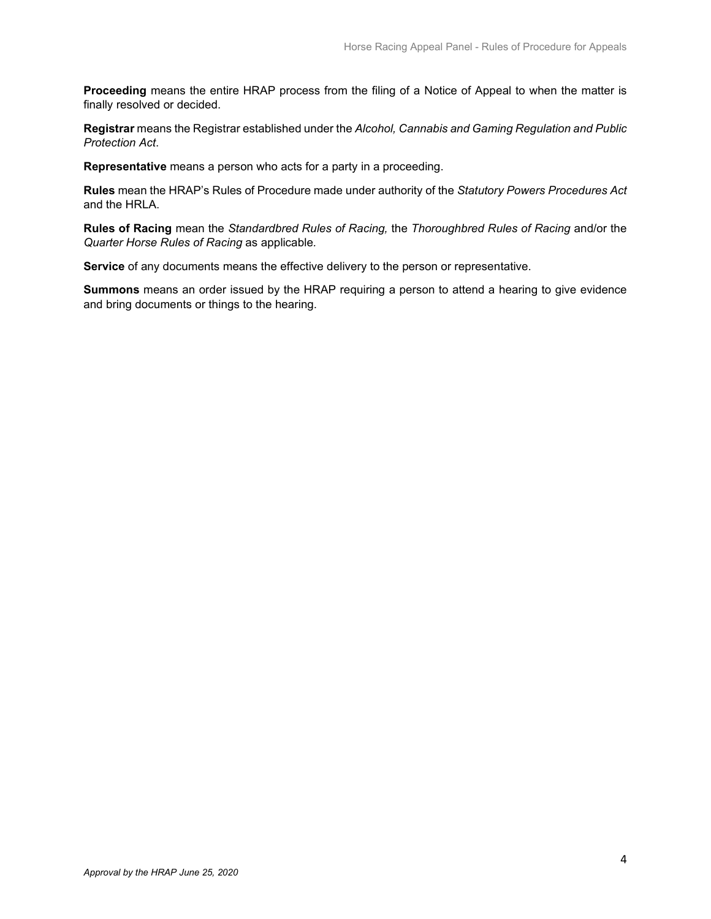**Proceeding** means the entire HRAP process from the filing of a Notice of Appeal to when the matter is finally resolved or decided.

**Registrar** means the Registrar established under the *Alcohol, Cannabis and Gaming Regulation and Public Protection Act*.

**Representative** means a person who acts for a party in a proceeding.

**Rules** mean the HRAP's Rules of Procedure made under authority of the *Statutory Powers Procedures Act* and the HRLA.

**Rules of Racing** mean the *Standardbred Rules of Racing,* the *Thoroughbred Rules of Racing* and/or the *Quarter Horse Rules of Racing* as applicable.

**Service** of any documents means the effective delivery to the person or representative.

**Summons** means an order issued by the HRAP requiring a person to attend a hearing to give evidence and bring documents or things to the hearing.

*Approval by the HRAP June 25, 2020*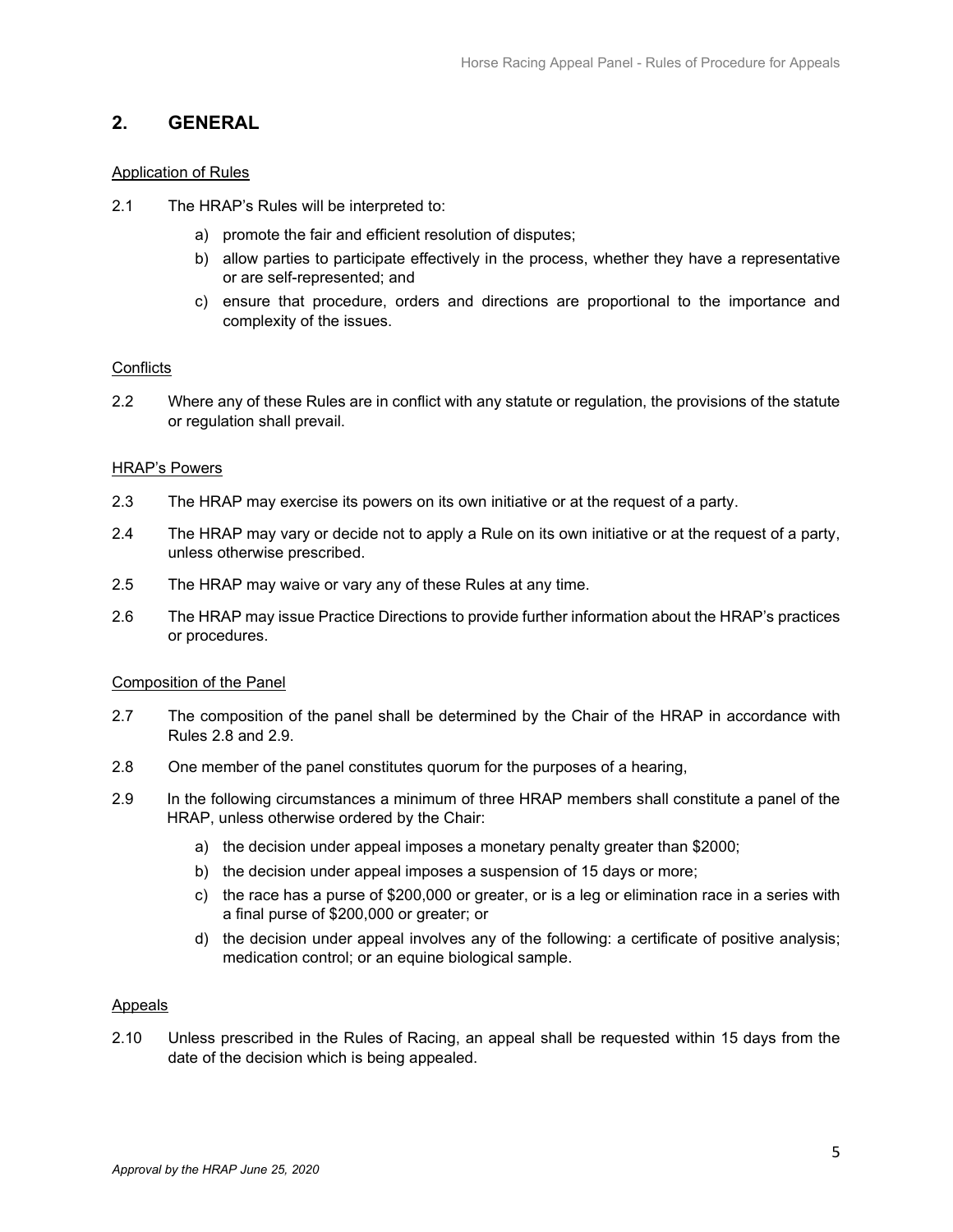## 2. GENERAL

Application of Rules

2.1 The HRAP's Rules will be interpreted to:

a) promote the fair and efficient resolution of disputes;
b) allow parties to participate effectively in the process, whether they have a representative or are self-represented; and
c) ensure that procedure, orders and directions are proportional to the importance and complexity of the issues.

Conflicts

2.2 Where any of these Rules are in conflict with any statute or regulation, the provisions of the statute or regulation shall prevail.

HRAP's Powers

2.3 The HRAP may exercise its powers on its own initiative or at the request of a party.

2.4 The HRAP may vary or decide not to apply a Rule on its own initiative or at the request of a party, unless otherwise prescribed.

2.5 The HRAP may waive or vary any of these Rules at any time.

2.6 The HRAP may issue Practice Directions to provide further information about the HRAP's practices or procedures.

Composition of the Panel

2.7 The composition of the panel shall be determined by the Chair of the HRAP in accordance with Rules 2.8 and 2.9.

2.8 One member of the panel constitutes quorum for the purposes of a hearing,

2.9 In the following circumstances a minimum of three HRAP members shall constitute a panel of the HRAP, unless otherwise ordered by the Chair:

a) the decision under appeal imposes a monetary penalty greater than $2000;
b) the decision under appeal imposes a suspension of 15 days or more;
c) the race has a purse of $200,000 or greater, or is a leg or elimination race in a series with a final purse of $200,000 or greater; or
d) the decision under appeal involves any of the following: a certificate of positive analysis; medication control; or an equine biological sample.

Appeals

2.10 Unless prescribed in the Rules of Racing, an appeal shall be requested within 15 days from the date of the decision which is being appealed.

*Approval by the HRAP June 25, 2020*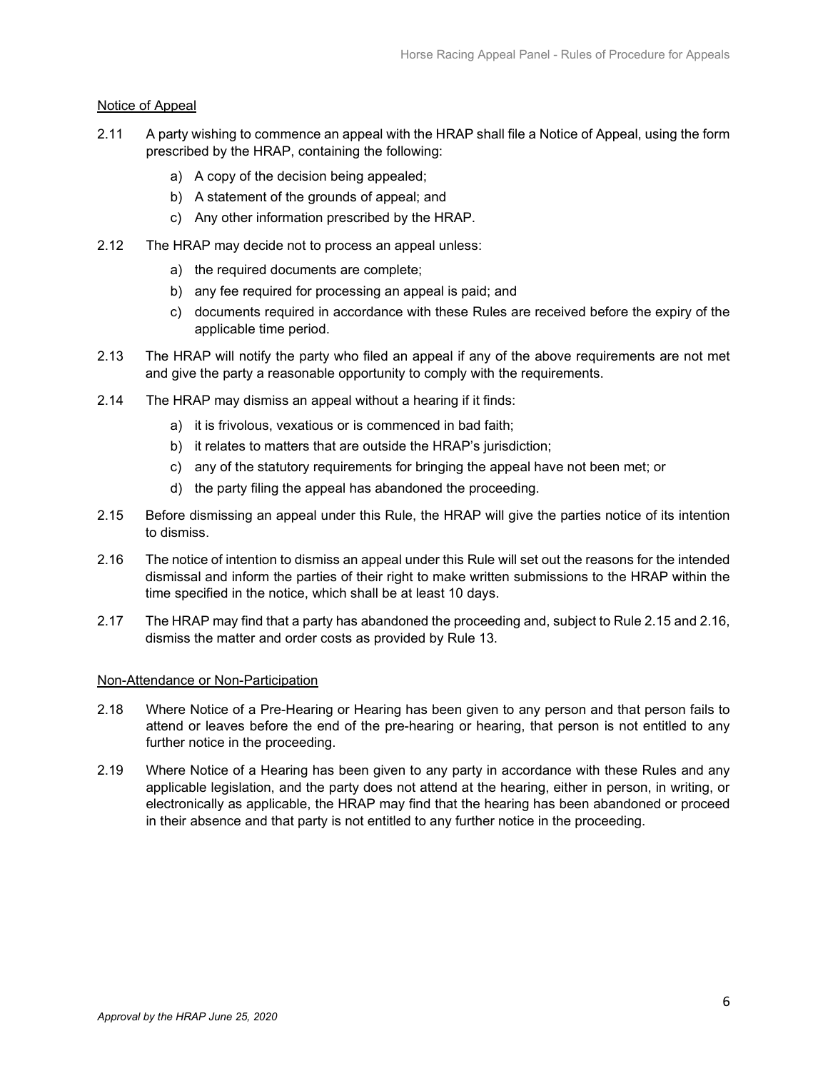Notice of Appeal

2.11 A party wishing to commence an appeal with the HRAP shall file a Notice of Appeal, using the form prescribed by the HRAP, containing the following:

a) A copy of the decision being appealed;
b) A statement of the grounds of appeal; and
c) Any other information prescribed by the HRAP.

2.12 The HRAP may decide not to process an appeal unless:

a) the required documents are complete;
b) any fee required for processing an appeal is paid; and
c) documents required in accordance with these Rules are received before the expiry of the applicable time period.

2.13 The HRAP will notify the party who filed an appeal if any of the above requirements are not met and give the party a reasonable opportunity to comply with the requirements.

2.14 The HRAP may dismiss an appeal without a hearing if it finds:

a) it is frivolous, vexatious or is commenced in bad faith;
b) it relates to matters that are outside the HRAP's jurisdiction;
c) any of the statutory requirements for bringing the appeal have not been met; or
d) the party filing the appeal has abandoned the proceeding.

2.15 Before dismissing an appeal under this Rule, the HRAP will give the parties notice of its intention to dismiss.

2.16 The notice of intention to dismiss an appeal under this Rule will set out the reasons for the intended dismissal and inform the parties of their right to make written submissions to the HRAP within the time specified in the notice, which shall be at least 10 days.

2.17 The HRAP may find that a party has abandoned the proceeding and, subject to Rule 2.15 and 2.16, dismiss the matter and order costs as provided by Rule 13.

Non-Attendance or Non-Participation

2.18 Where Notice of a Pre-Hearing or Hearing has been given to any person and that person fails to attend or leaves before the end of the pre-hearing or hearing, that person is not entitled to any further notice in the proceeding.

2.19 Where Notice of a Hearing has been given to any party in accordance with these Rules and any applicable legislation, and the party does not attend at the hearing, either in person, in writing, or electronically as applicable, the HRAP may find that the hearing has been abandoned or proceed in their absence and that party is not entitled to any further notice in the proceeding.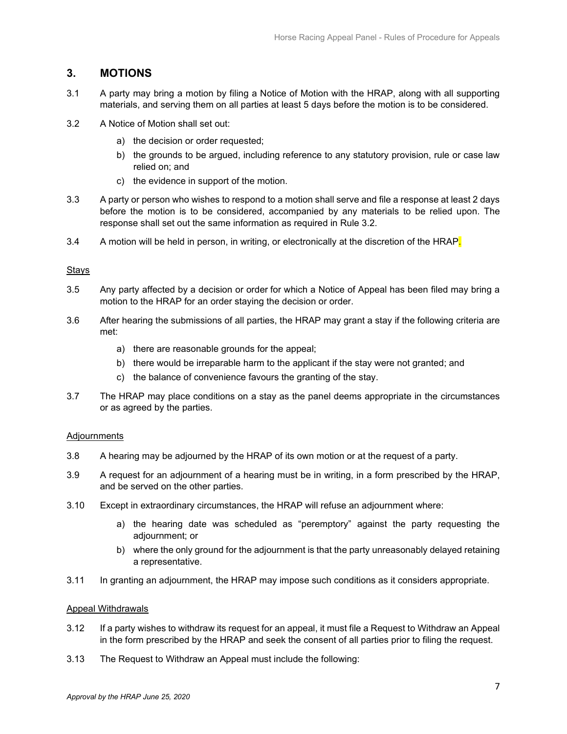## 3. MOTIONS

3.1 A party may bring a motion by filing a Notice of Motion with the HRAP, along with all supporting materials, and serving them on all parties at least 5 days before the motion is to be considered.

3.2 A Notice of Motion shall set out:

- a) the decision or order requested;
- b) the grounds to be argued, including reference to any statutory provision, rule or case law relied on; and
- c) the evidence in support of the motion.

3.3 A party or person who wishes to respond to a motion shall serve and file a response at least 2 days before the motion is to be considered, accompanied by any materials to be relied upon. The response shall set out the same information as required in Rule 3.2.

3.4 A motion will be held in person, in writing, or electronically at the discretion of the HRAP.

### Stays

3.5 Any party affected by a decision or order for which a Notice of Appeal has been filed may bring a motion to the HRAP for an order staying the decision or order.

3.6 After hearing the submissions of all parties, the HRAP may grant a stay if the following criteria are met:

- a) there are reasonable grounds for the appeal;
- b) there would be irreparable harm to the applicant if the stay were not granted; and
- c) the balance of convenience favours the granting of the stay.

3.7 The HRAP may place conditions on a stay as the panel deems appropriate in the circumstances or as agreed by the parties.

### Adjournments

3.8 A hearing may be adjourned by the HRAP of its own motion or at the request of a party.

3.9 A request for an adjournment of a hearing must be in writing, in a form prescribed by the HRAP, and be served on the other parties.

3.10 Except in extraordinary circumstances, the HRAP will refuse an adjournment where:

- a) the hearing date was scheduled as "peremptory" against the party requesting the adjournment; or
- b) where the only ground for the adjournment is that the party unreasonably delayed retaining a representative.

3.11 In granting an adjournment, the HRAP may impose such conditions as it considers appropriate.

### Appeal Withdrawals

3.12 If a party wishes to withdraw its request for an appeal, it must file a Request to Withdraw an Appeal in the form prescribed by the HRAP and seek the consent of all parties prior to filing the request.

3.13 The Request to Withdraw an Appeal must include the following:

*Approval by the HRAP June 25, 2020*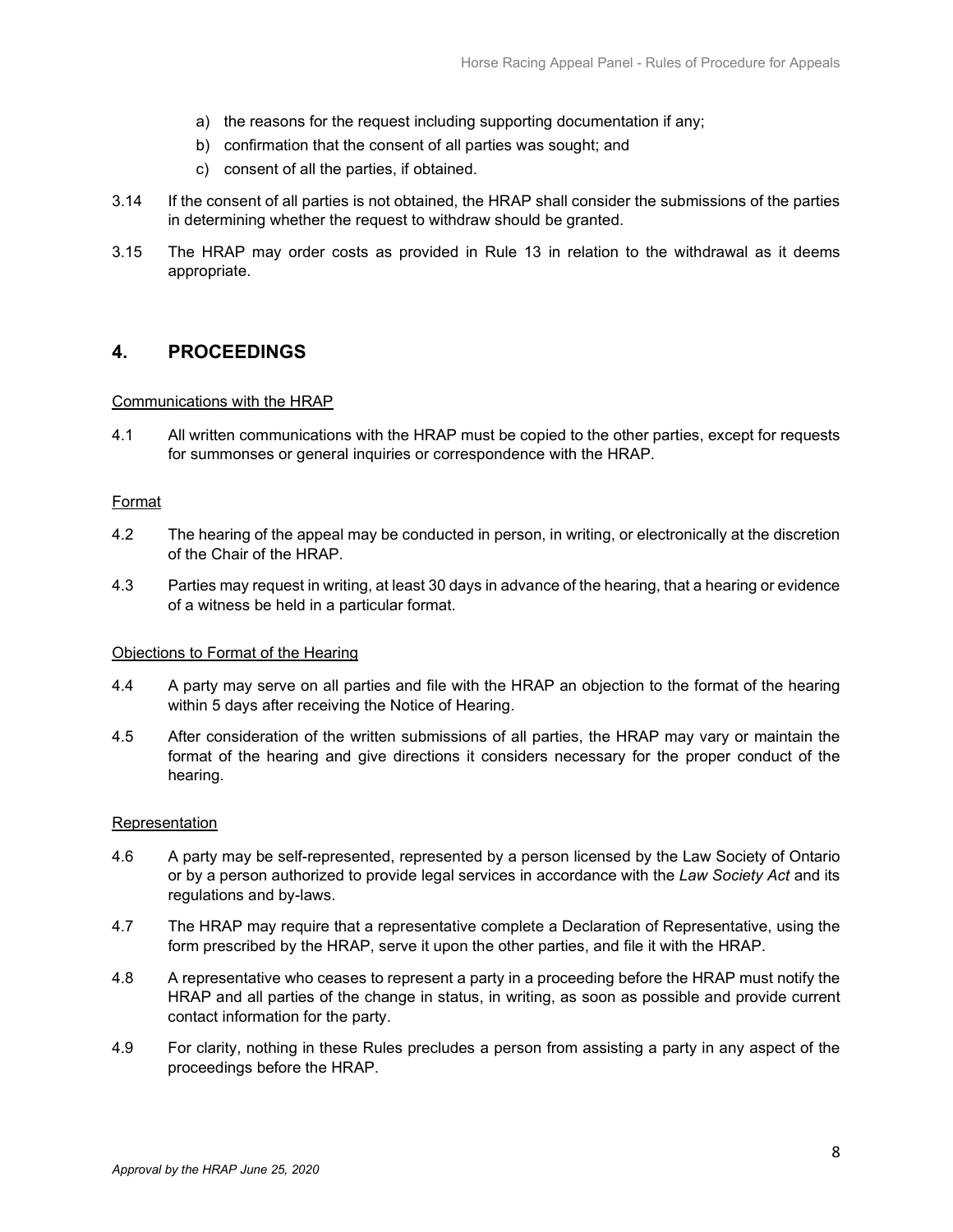a) the reasons for the request including supporting documentation if any;
b) confirmation that the consent of all parties was sought; and
c) consent of all the parties, if obtained.

3.14 If the consent of all parties is not obtained, the HRAP shall consider the submissions of the parties in determining whether the request to withdraw should be granted.

3.15 The HRAP may order costs as provided in Rule 13 in relation to the withdrawal as it deems appropriate.

## 4. PROCEEDINGS

Communications with the HRAP

4.1 All written communications with the HRAP must be copied to the other parties, except for requests for summonses or general inquiries or correspondence with the HRAP.

Format

4.2 The hearing of the appeal may be conducted in person, in writing, or electronically at the discretion of the Chair of the HRAP.

4.3 Parties may request in writing, at least 30 days in advance of the hearing, that a hearing or evidence of a witness be held in a particular format.

Objections to Format of the Hearing

4.4 A party may serve on all parties and file with the HRAP an objection to the format of the hearing within 5 days after receiving the Notice of Hearing.

4.5 After consideration of the written submissions of all parties, the HRAP may vary or maintain the format of the hearing and give directions it considers necessary for the proper conduct of the hearing.

Representation

4.6 A party may be self-represented, represented by a person licensed by the Law Society of Ontario or by a person authorized to provide legal services in accordance with the *Law Society Act* and its regulations and by-laws.

4.7 The HRAP may require that a representative complete a Declaration of Representative, using the form prescribed by the HRAP, serve it upon the other parties, and file it with the HRAP.

4.8 A representative who ceases to represent a party in a proceeding before the HRAP must notify the HRAP and all parties of the change in status, in writing, as soon as possible and provide current contact information for the party.

4.9 For clarity, nothing in these Rules precludes a person from assisting a party in any aspect of the proceedings before the HRAP.

*Approval by the HRAP June 25, 2020*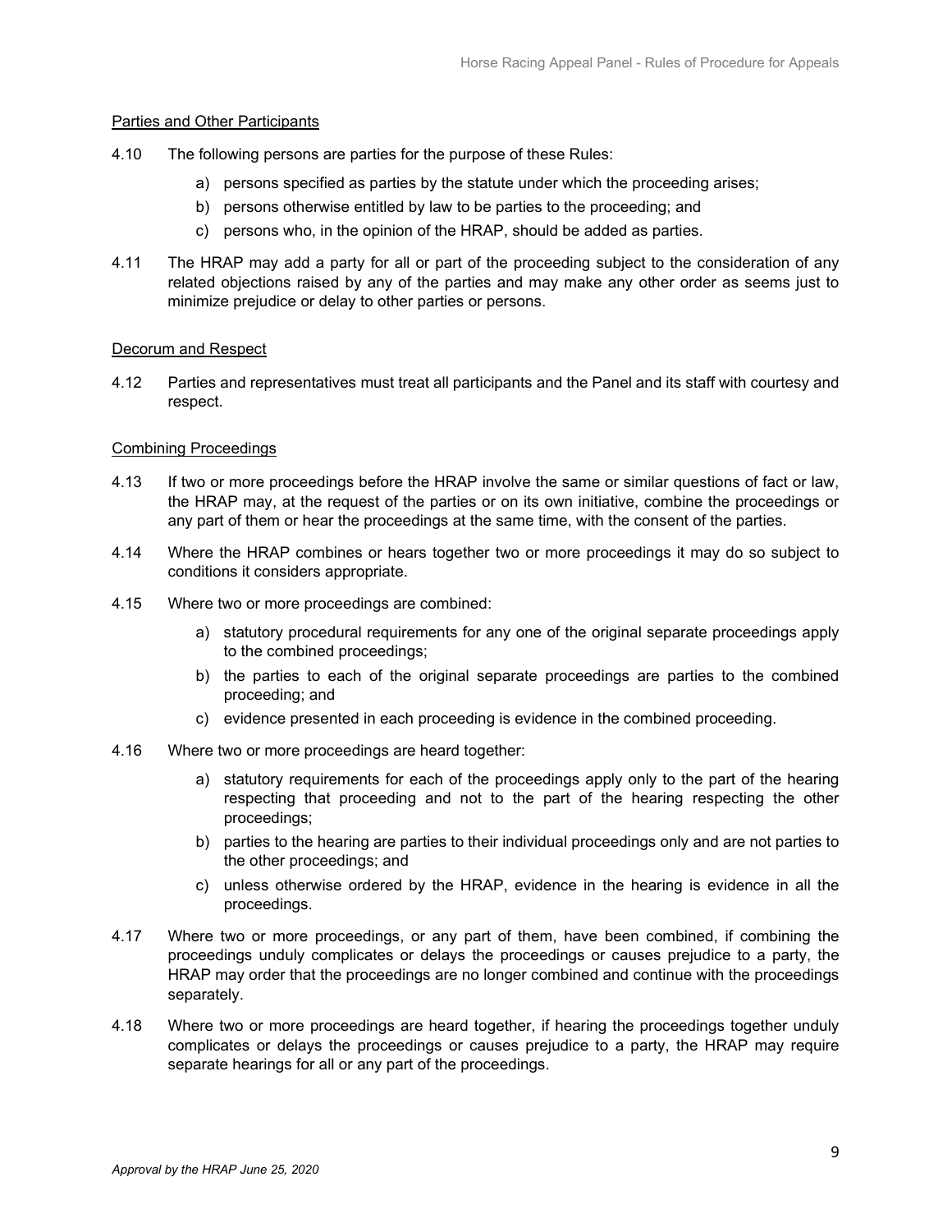## Parties and Other Participants

4.10 The following persons are parties for the purpose of these Rules:

a) persons specified as parties by the statute under which the proceeding arises;

b) persons otherwise entitled by law to be parties to the proceeding; and

c) persons who, in the opinion of the HRAP, should be added as parties.

4.11 The HRAP may add a party for all or part of the proceeding subject to the consideration of any related objections raised by any of the parties and may make any other order as seems just to minimize prejudice or delay to other parties or persons.

## Decorum and Respect

4.12 Parties and representatives must treat all participants and the Panel and its staff with courtesy and respect.

## Combining Proceedings

4.13 If two or more proceedings before the HRAP involve the same or similar questions of fact or law, the HRAP may, at the request of the parties or on its own initiative, combine the proceedings or any part of them or hear the proceedings at the same time, with the consent of the parties.

4.14 Where the HRAP combines or hears together two or more proceedings it may do so subject to conditions it considers appropriate.

4.15 Where two or more proceedings are combined:

a) statutory procedural requirements for any one of the original separate proceedings apply to the combined proceedings;

b) the parties to each of the original separate proceedings are parties to the combined proceeding; and

c) evidence presented in each proceeding is evidence in the combined proceeding.

4.16 Where two or more proceedings are heard together:

a) statutory requirements for each of the proceedings apply only to the part of the hearing respecting that proceeding and not to the part of the hearing respecting the other proceedings;

b) parties to the hearing are parties to their individual proceedings only and are not parties to the other proceedings; and

c) unless otherwise ordered by the HRAP, evidence in the hearing is evidence in all the proceedings.

4.17 Where two or more proceedings, or any part of them, have been combined, if combining the proceedings unduly complicates or delays the proceedings or causes prejudice to a party, the HRAP may order that the proceedings are no longer combined and continue with the proceedings separately.

4.18 Where two or more proceedings are heard together, if hearing the proceedings together unduly complicates or delays the proceedings or causes prejudice to a party, the HRAP may require separate hearings for all or any part of the proceedings.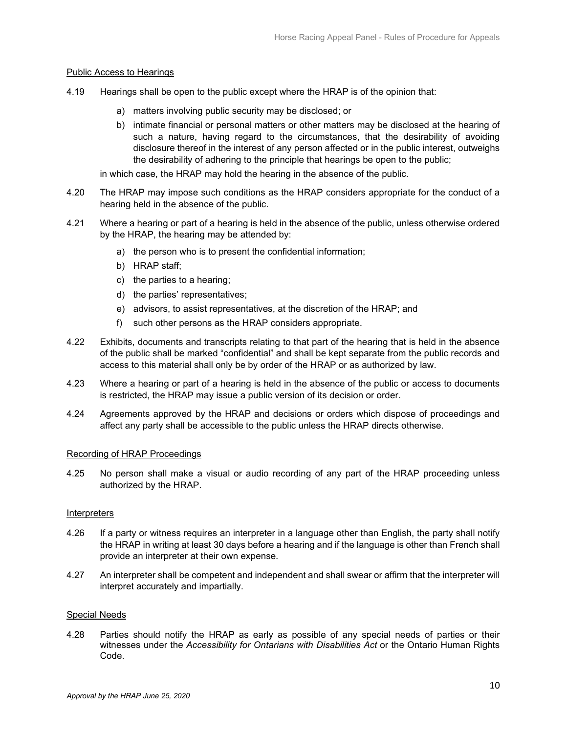Public Access to Hearings

4.19 Hearings shall be open to the public except where the HRAP is of the opinion that:

a) matters involving public security may be disclosed; or
b) intimate financial or personal matters or other matters may be disclosed at the hearing of such a nature, having regard to the circumstances, that the desirability of avoiding disclosure thereof in the interest of any person affected or in the public interest, outweighs the desirability of adhering to the principle that hearings be open to the public;

in which case, the HRAP may hold the hearing in the absence of the public.

4.20 The HRAP may impose such conditions as the HRAP considers appropriate for the conduct of a hearing held in the absence of the public.

4.21 Where a hearing or part of a hearing is held in the absence of the public, unless otherwise ordered by the HRAP, the hearing may be attended by:

a) the person who is to present the confidential information;
b) HRAP staff;
c) the parties to a hearing;
d) the parties' representatives;
e) advisors, to assist representatives, at the discretion of the HRAP; and
f) such other persons as the HRAP considers appropriate.

4.22 Exhibits, documents and transcripts relating to that part of the hearing that is held in the absence of the public shall be marked "confidential" and shall be kept separate from the public records and access to this material shall only be by order of the HRAP or as authorized by law.

4.23 Where a hearing or part of a hearing is held in the absence of the public or access to documents is restricted, the HRAP may issue a public version of its decision or order.

4.24 Agreements approved by the HRAP and decisions or orders which dispose of proceedings and affect any party shall be accessible to the public unless the HRAP directs otherwise.

Recording of HRAP Proceedings

4.25 No person shall make a visual or audio recording of any part of the HRAP proceeding unless authorized by the HRAP.

Interpreters

4.26 If a party or witness requires an interpreter in a language other than English, the party shall notify the HRAP in writing at least 30 days before a hearing and if the language is other than French shall provide an interpreter at their own expense.

4.27 An interpreter shall be competent and independent and shall swear or affirm that the interpreter will interpret accurately and impartially.

Special Needs

4.28 Parties should notify the HRAP as early as possible of any special needs of parties or their witnesses under the *Accessibility for Ontarians with Disabilities Act* or the Ontario Human Rights Code.

*Approval by the HRAP June 25, 2020*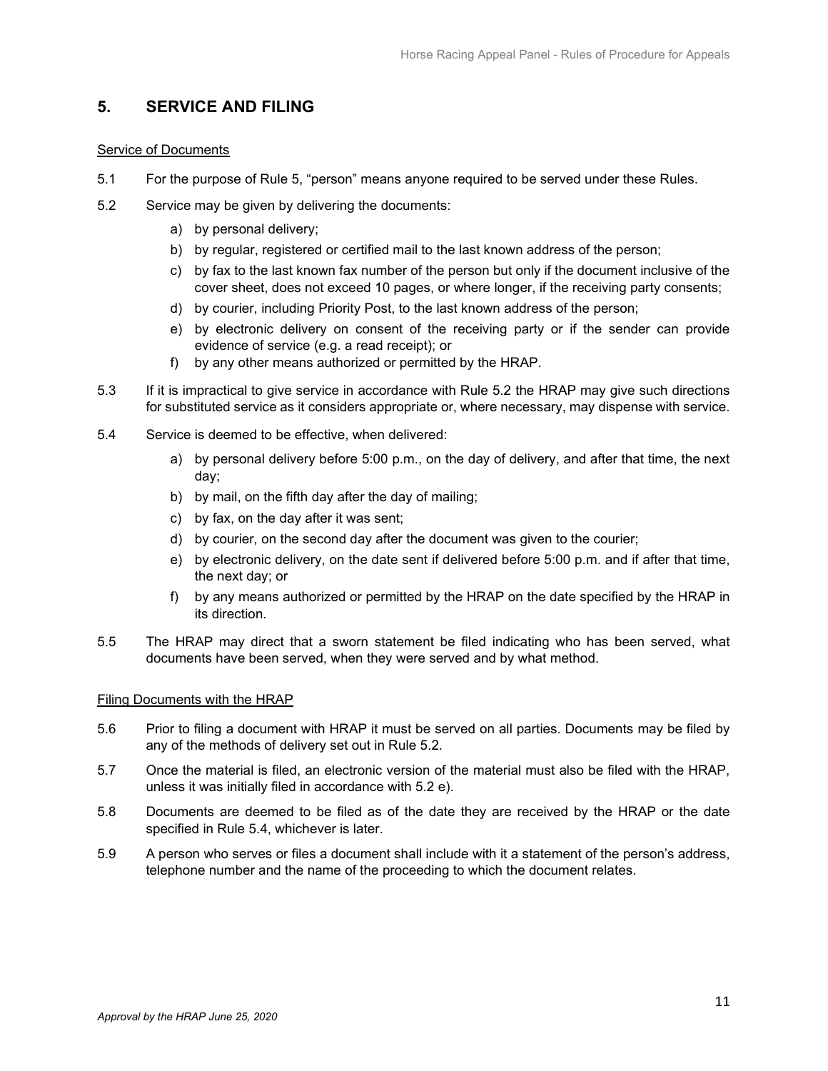## 5. SERVICE AND FILING

Service of Documents

5.1 For the purpose of Rule 5, "person" means anyone required to be served under these Rules.

5.2 Service may be given by delivering the documents:

a) by personal delivery;
b) by regular, registered or certified mail to the last known address of the person;
c) by fax to the last known fax number of the person but only if the document inclusive of the cover sheet, does not exceed 10 pages, or where longer, if the receiving party consents;
d) by courier, including Priority Post, to the last known address of the person;
e) by electronic delivery on consent of the receiving party or if the sender can provide evidence of service (e.g. a read receipt); or
f) by any other means authorized or permitted by the HRAP.

5.3 If it is impractical to give service in accordance with Rule 5.2 the HRAP may give such directions for substituted service as it considers appropriate or, where necessary, may dispense with service.

5.4 Service is deemed to be effective, when delivered:

a) by personal delivery before 5:00 p.m., on the day of delivery, and after that time, the next day;
b) by mail, on the fifth day after the day of mailing;
c) by fax, on the day after it was sent;
d) by courier, on the second day after the document was given to the courier;
e) by electronic delivery, on the date sent if delivered before 5:00 p.m. and if after that time, the next day; or
f) by any means authorized or permitted by the HRAP on the date specified by the HRAP in its direction.

5.5 The HRAP may direct that a sworn statement be filed indicating who has been served, what documents have been served, when they were served and by what method.

Filing Documents with the HRAP

5.6 Prior to filing a document with HRAP it must be served on all parties. Documents may be filed by any of the methods of delivery set out in Rule 5.2.

5.7 Once the material is filed, an electronic version of the material must also be filed with the HRAP, unless it was initially filed in accordance with 5.2 e).

5.8 Documents are deemed to be filed as of the date they are received by the HRAP or the date specified in Rule 5.4, whichever is later.

5.9 A person who serves or files a document shall include with it a statement of the person's address, telephone number and the name of the proceeding to which the document relates.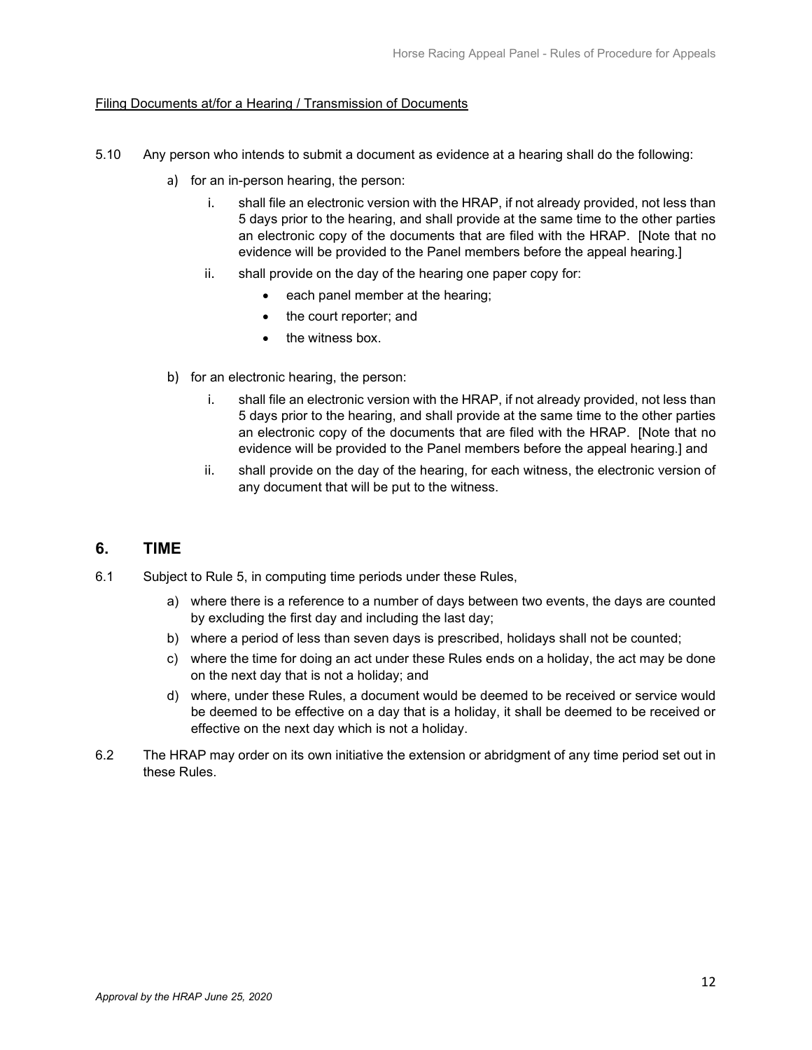Filing Documents at/for a Hearing / Transmission of Documents

5.10 Any person who intends to submit a document as evidence at a hearing shall do the following:

a) for an in-person hearing, the person:

   i. shall file an electronic version with the HRAP, if not already provided, not less than 5 days prior to the hearing, and shall provide at the same time to the other parties an electronic copy of the documents that are filed with the HRAP. [Note that no evidence will be provided to the Panel members before the appeal hearing.]

   ii. shall provide on the day of the hearing one paper copy for:

      - each panel member at the hearing;
      - the court reporter; and
      - the witness box.

b) for an electronic hearing, the person:

   i. shall file an electronic version with the HRAP, if not already provided, not less than 5 days prior to the hearing, and shall provide at the same time to the other parties an electronic copy of the documents that are filed with the HRAP. [Note that no evidence will be provided to the Panel members before the appeal hearing.] and

   ii. shall provide on the day of the hearing, for each witness, the electronic version of any document that will be put to the witness.

## 6. TIME

6.1 Subject to Rule 5, in computing time periods under these Rules,

a) where there is a reference to a number of days between two events, the days are counted by excluding the first day and including the last day;

b) where a period of less than seven days is prescribed, holidays shall not be counted;

c) where the time for doing an act under these Rules ends on a holiday, the act may be done on the next day that is not a holiday; and

d) where, under these Rules, a document would be deemed to be received or service would be deemed to be effective on a day that is a holiday, it shall be deemed to be received or effective on the next day which is not a holiday.

6.2 The HRAP may order on its own initiative the extension or abridgment of any time period set out in these Rules.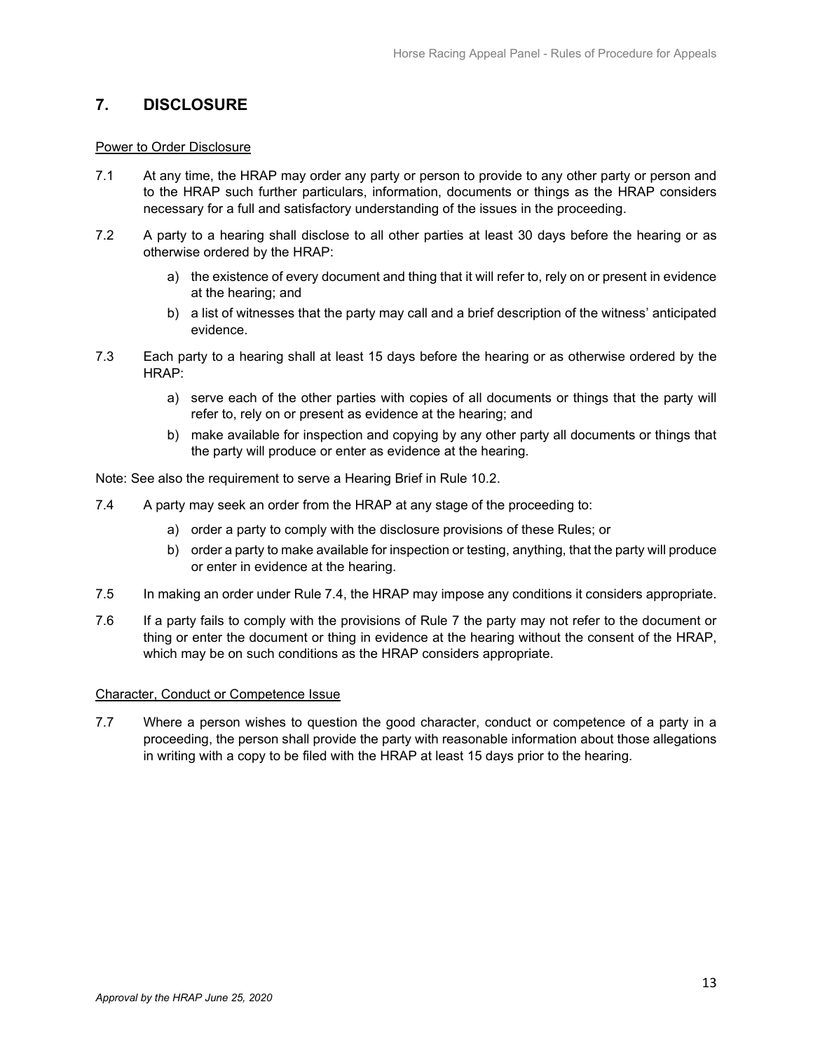## 7. DISCLOSURE

Power to Order Disclosure

7.1 At any time, the HRAP may order any party or person to provide to any other party or person and to the HRAP such further particulars, information, documents or things as the HRAP considers necessary for a full and satisfactory understanding of the issues in the proceeding.

7.2 A party to a hearing shall disclose to all other parties at least 30 days before the hearing or as otherwise ordered by the HRAP:

a) the existence of every document and thing that it will refer to, rely on or present in evidence at the hearing; and

b) a list of witnesses that the party may call and a brief description of the witness' anticipated evidence.

7.3 Each party to a hearing shall at least 15 days before the hearing or as otherwise ordered by the HRAP:

a) serve each of the other parties with copies of all documents or things that the party will refer to, rely on or present as evidence at the hearing; and

b) make available for inspection and copying by any other party all documents or things that the party will produce or enter as evidence at the hearing.

Note: See also the requirement to serve a Hearing Brief in Rule 10.2.

7.4 A party may seek an order from the HRAP at any stage of the proceeding to:

a) order a party to comply with the disclosure provisions of these Rules; or

b) order a party to make available for inspection or testing, anything, that the party will produce or enter in evidence at the hearing.

7.5 In making an order under Rule 7.4, the HRAP may impose any conditions it considers appropriate.

7.6 If a party fails to comply with the provisions of Rule 7 the party may not refer to the document or thing or enter the document or thing in evidence at the hearing without the consent of the HRAP, which may be on such conditions as the HRAP considers appropriate.

Character, Conduct or Competence Issue

7.7 Where a person wishes to question the good character, conduct or competence of a party in a proceeding, the person shall provide the party with reasonable information about those allegations in writing with a copy to be filed with the HRAP at least 15 days prior to the hearing.

*Approval by the HRAP June 25, 2020*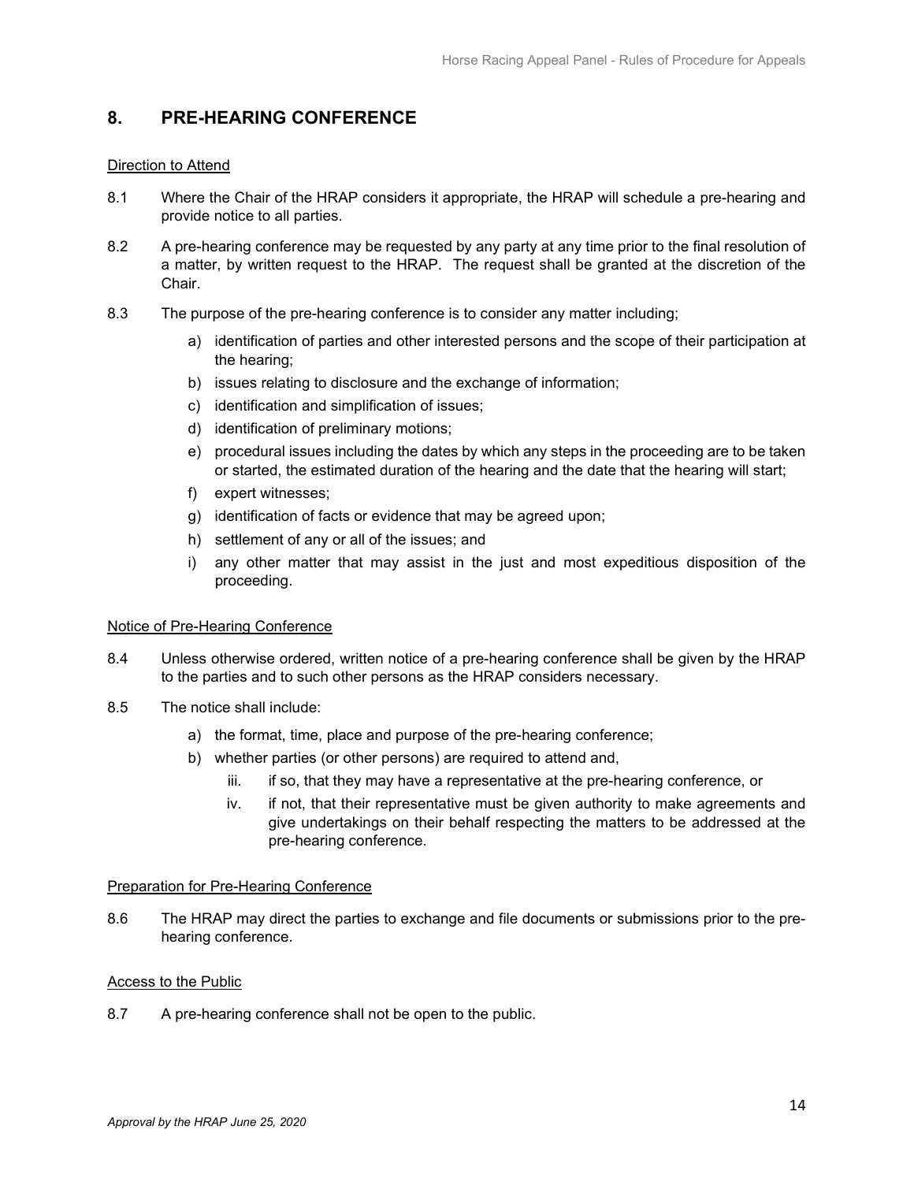## 8. PRE-HEARING CONFERENCE

Direction to Attend

8.1 Where the Chair of the HRAP considers it appropriate, the HRAP will schedule a pre-hearing and provide notice to all parties.

8.2 A pre-hearing conference may be requested by any party at any time prior to the final resolution of a matter, by written request to the HRAP. The request shall be granted at the discretion of the Chair.

8.3 The purpose of the pre-hearing conference is to consider any matter including;

a) identification of parties and other interested persons and the scope of their participation at the hearing;
b) issues relating to disclosure and the exchange of information;
c) identification and simplification of issues;
d) identification of preliminary motions;
e) procedural issues including the dates by which any steps in the proceeding are to be taken or started, the estimated duration of the hearing and the date that the hearing will start;
f) expert witnesses;
g) identification of facts or evidence that may be agreed upon;
h) settlement of any or all of the issues; and
i) any other matter that may assist in the just and most expeditious disposition of the proceeding.

Notice of Pre-Hearing Conference

8.4 Unless otherwise ordered, written notice of a pre-hearing conference shall be given by the HRAP to the parties and to such other persons as the HRAP considers necessary.

8.5 The notice shall include:

a) the format, time, place and purpose of the pre-hearing conference;
b) whether parties (or other persons) are required to attend and,
   iii. if so, that they may have a representative at the pre-hearing conference, or
   iv. if not, that their representative must be given authority to make agreements and give undertakings on their behalf respecting the matters to be addressed at the pre-hearing conference.

Preparation for Pre-Hearing Conference

8.6 The HRAP may direct the parties to exchange and file documents or submissions prior to the pre-hearing conference.

Access to the Public

8.7 A pre-hearing conference shall not be open to the public.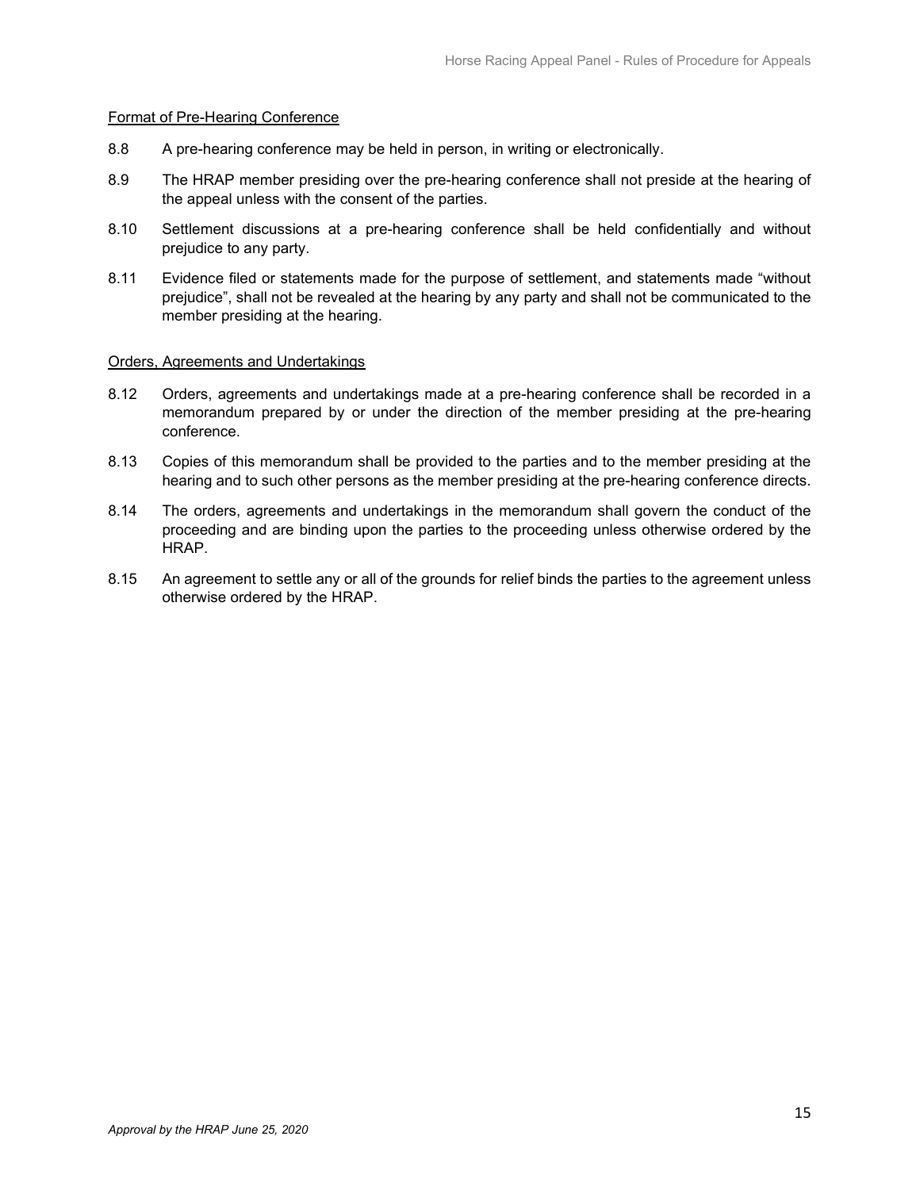Format of Pre-Hearing Conference

8.8 A pre-hearing conference may be held in person, in writing or electronically.

8.9 The HRAP member presiding over the pre-hearing conference shall not preside at the hearing of the appeal unless with the consent of the parties.

8.10 Settlement discussions at a pre-hearing conference shall be held confidentially and without prejudice to any party.

8.11 Evidence filed or statements made for the purpose of settlement, and statements made "without prejudice", shall not be revealed at the hearing by any party and shall not be communicated to the member presiding at the hearing.

Orders, Agreements and Undertakings

8.12 Orders, agreements and undertakings made at a pre-hearing conference shall be recorded in a memorandum prepared by or under the direction of the member presiding at the pre-hearing conference.

8.13 Copies of this memorandum shall be provided to the parties and to the member presiding at the hearing and to such other persons as the member presiding at the pre-hearing conference directs.

8.14 The orders, agreements and undertakings in the memorandum shall govern the conduct of the proceeding and are binding upon the parties to the proceeding unless otherwise ordered by the HRAP.

8.15 An agreement to settle any or all of the grounds for relief binds the parties to the agreement unless otherwise ordered by the HRAP.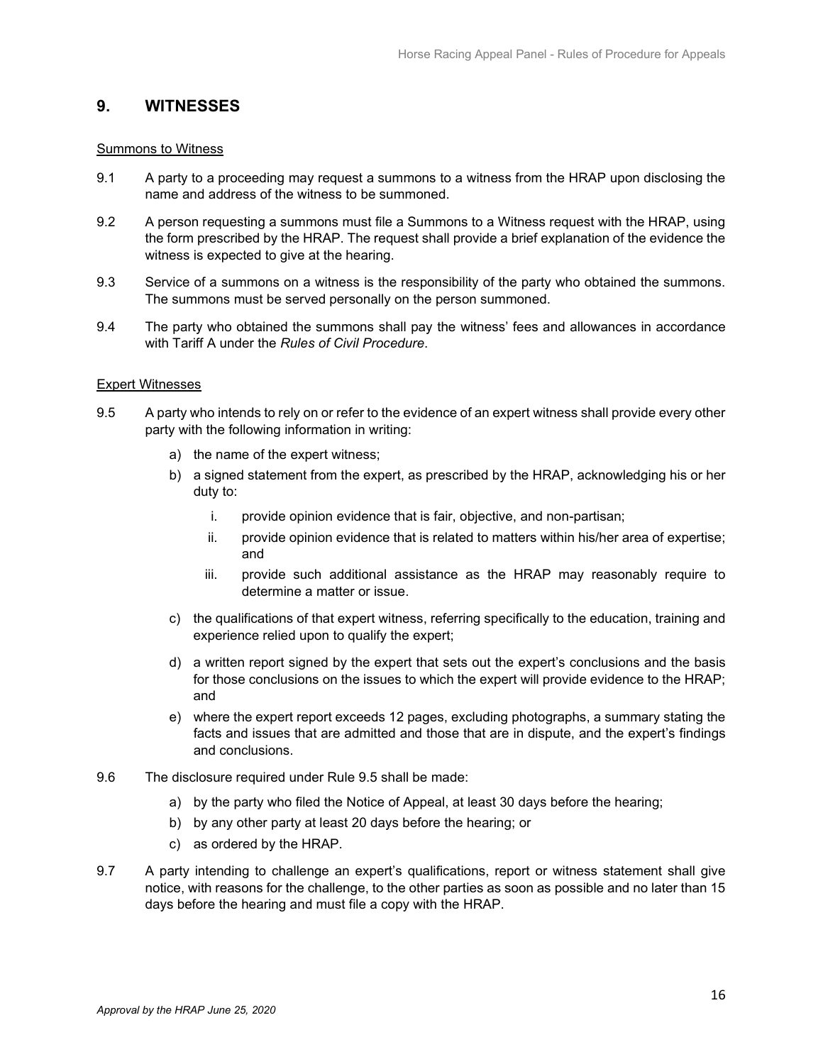## 9. WITNESSES

Summons to Witness

9.1 A party to a proceeding may request a summons to a witness from the HRAP upon disclosing the name and address of the witness to be summoned.

9.2 A person requesting a summons must file a Summons to a Witness request with the HRAP, using the form prescribed by the HRAP. The request shall provide a brief explanation of the evidence the witness is expected to give at the hearing.

9.3 Service of a summons on a witness is the responsibility of the party who obtained the summons. The summons must be served personally on the person summoned.

9.4 The party who obtained the summons shall pay the witness' fees and allowances in accordance with Tariff A under the *Rules of Civil Procedure*.

Expert Witnesses

9.5 A party who intends to rely on or refer to the evidence of an expert witness shall provide every other party with the following information in writing:

a) the name of the expert witness;

b) a signed statement from the expert, as prescribed by the HRAP, acknowledging his or her duty to:

   i. provide opinion evidence that is fair, objective, and non-partisan;

   ii. provide opinion evidence that is related to matters within his/her area of expertise; and

   iii. provide such additional assistance as the HRAP may reasonably require to determine a matter or issue.

c) the qualifications of that expert witness, referring specifically to the education, training and experience relied upon to qualify the expert;

d) a written report signed by the expert that sets out the expert's conclusions and the basis for those conclusions on the issues to which the expert will provide evidence to the HRAP; and

e) where the expert report exceeds 12 pages, excluding photographs, a summary stating the facts and issues that are admitted and those that are in dispute, and the expert's findings and conclusions.

9.6 The disclosure required under Rule 9.5 shall be made:

a) by the party who filed the Notice of Appeal, at least 30 days before the hearing;

b) by any other party at least 20 days before the hearing; or

c) as ordered by the HRAP.

9.7 A party intending to challenge an expert's qualifications, report or witness statement shall give notice, with reasons for the challenge, to the other parties as soon as possible and no later than 15 days before the hearing and must file a copy with the HRAP.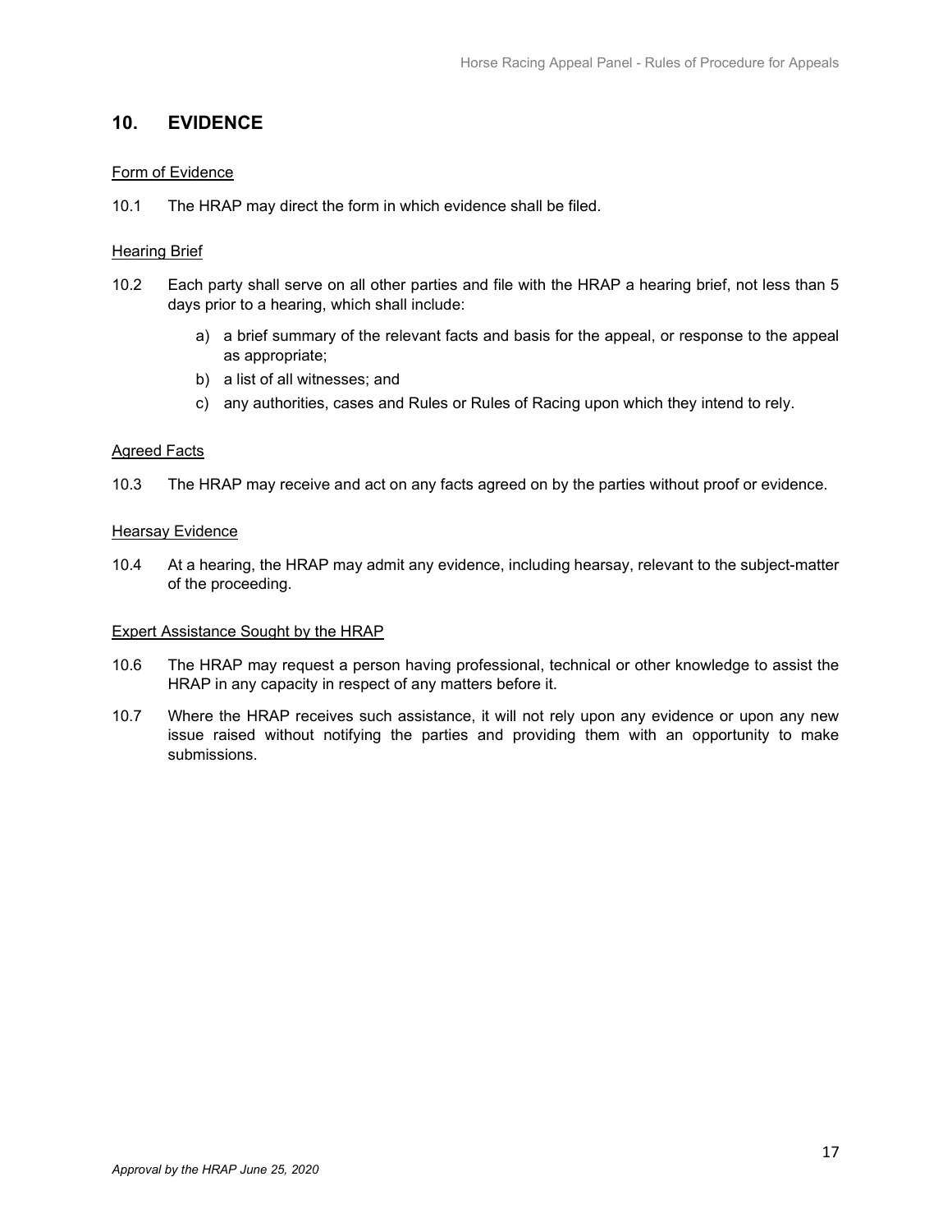## 10. EVIDENCE

Form of Evidence

10.1 The HRAP may direct the form in which evidence shall be filed.

Hearing Brief

10.2 Each party shall serve on all other parties and file with the HRAP a hearing brief, not less than 5 days prior to a hearing, which shall include:

a) a brief summary of the relevant facts and basis for the appeal, or response to the appeal as appropriate;
b) a list of all witnesses; and
c) any authorities, cases and Rules or Rules of Racing upon which they intend to rely.

Agreed Facts

10.3 The HRAP may receive and act on any facts agreed on by the parties without proof or evidence.

Hearsay Evidence

10.4 At a hearing, the HRAP may admit any evidence, including hearsay, relevant to the subject-matter of the proceeding.

Expert Assistance Sought by the HRAP

10.6 The HRAP may request a person having professional, technical or other knowledge to assist the HRAP in any capacity in respect of any matters before it.

10.7 Where the HRAP receives such assistance, it will not rely upon any evidence or upon any new issue raised without notifying the parties and providing them with an opportunity to make submissions.

*Approval by the HRAP June 25, 2020*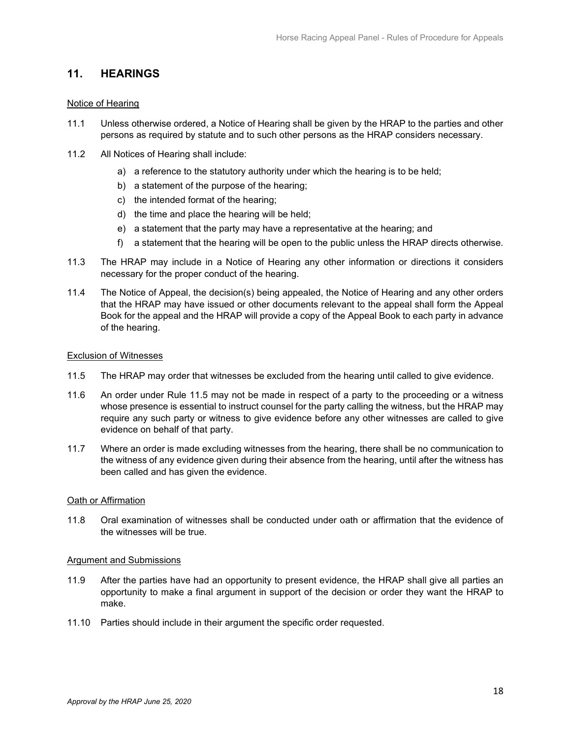## 11. HEARINGS

Notice of Hearing

11.1 Unless otherwise ordered, a Notice of Hearing shall be given by the HRAP to the parties and other persons as required by statute and to such other persons as the HRAP considers necessary.

11.2 All Notices of Hearing shall include:

a) a reference to the statutory authority under which the hearing is to be held;
b) a statement of the purpose of the hearing;
c) the intended format of the hearing;
d) the time and place the hearing will be held;
e) a statement that the party may have a representative at the hearing; and
f) a statement that the hearing will be open to the public unless the HRAP directs otherwise.

11.3 The HRAP may include in a Notice of Hearing any other information or directions it considers necessary for the proper conduct of the hearing.

11.4 The Notice of Appeal, the decision(s) being appealed, the Notice of Hearing and any other orders that the HRAP may have issued or other documents relevant to the appeal shall form the Appeal Book for the appeal and the HRAP will provide a copy of the Appeal Book to each party in advance of the hearing.

Exclusion of Witnesses

11.5 The HRAP may order that witnesses be excluded from the hearing until called to give evidence.

11.6 An order under Rule 11.5 may not be made in respect of a party to the proceeding or a witness whose presence is essential to instruct counsel for the party calling the witness, but the HRAP may require any such party or witness to give evidence before any other witnesses are called to give evidence on behalf of that party.

11.7 Where an order is made excluding witnesses from the hearing, there shall be no communication to the witness of any evidence given during their absence from the hearing, until after the witness has been called and has given the evidence.

Oath or Affirmation

11.8 Oral examination of witnesses shall be conducted under oath or affirmation that the evidence of the witnesses will be true.

Argument and Submissions

11.9 After the parties have had an opportunity to present evidence, the HRAP shall give all parties an opportunity to make a final argument in support of the decision or order they want the HRAP to make.

11.10 Parties should include in their argument the specific order requested.

*Approval by the HRAP June 25, 2020*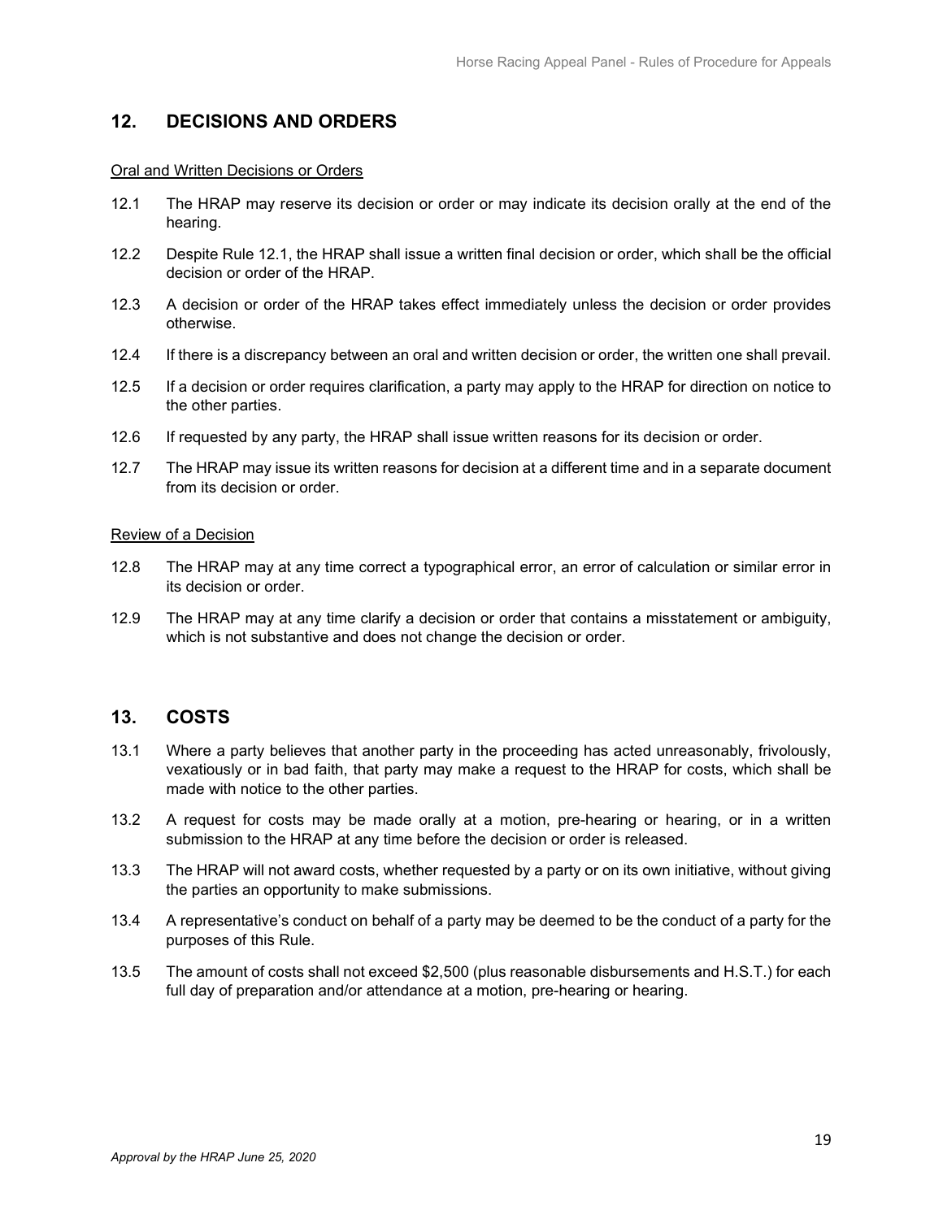## 12. DECISIONS AND ORDERS

Oral and Written Decisions or Orders

12.1 The HRAP may reserve its decision or order or may indicate its decision orally at the end of the hearing.

12.2 Despite Rule 12.1, the HRAP shall issue a written final decision or order, which shall be the official decision or order of the HRAP.

12.3 A decision or order of the HRAP takes effect immediately unless the decision or order provides otherwise.

12.4 If there is a discrepancy between an oral and written decision or order, the written one shall prevail.

12.5 If a decision or order requires clarification, a party may apply to the HRAP for direction on notice to the other parties.

12.6 If requested by any party, the HRAP shall issue written reasons for its decision or order.

12.7 The HRAP may issue its written reasons for decision at a different time and in a separate document from its decision or order.

Review of a Decision

12.8 The HRAP may at any time correct a typographical error, an error of calculation or similar error in its decision or order.

12.9 The HRAP may at any time clarify a decision or order that contains a misstatement or ambiguity, which is not substantive and does not change the decision or order.

## 13. COSTS

13.1 Where a party believes that another party in the proceeding has acted unreasonably, frivolously, vexatiously or in bad faith, that party may make a request to the HRAP for costs, which shall be made with notice to the other parties.

13.2 A request for costs may be made orally at a motion, pre-hearing or hearing, or in a written submission to the HRAP at any time before the decision or order is released.

13.3 The HRAP will not award costs, whether requested by a party or on its own initiative, without giving the parties an opportunity to make submissions.

13.4 A representative's conduct on behalf of a party may be deemed to be the conduct of a party for the purposes of this Rule.

13.5 The amount of costs shall not exceed $2,500 (plus reasonable disbursements and H.S.T.) for each full day of preparation and/or attendance at a motion, pre-hearing or hearing.

*Approval by the HRAP June 25, 2020*